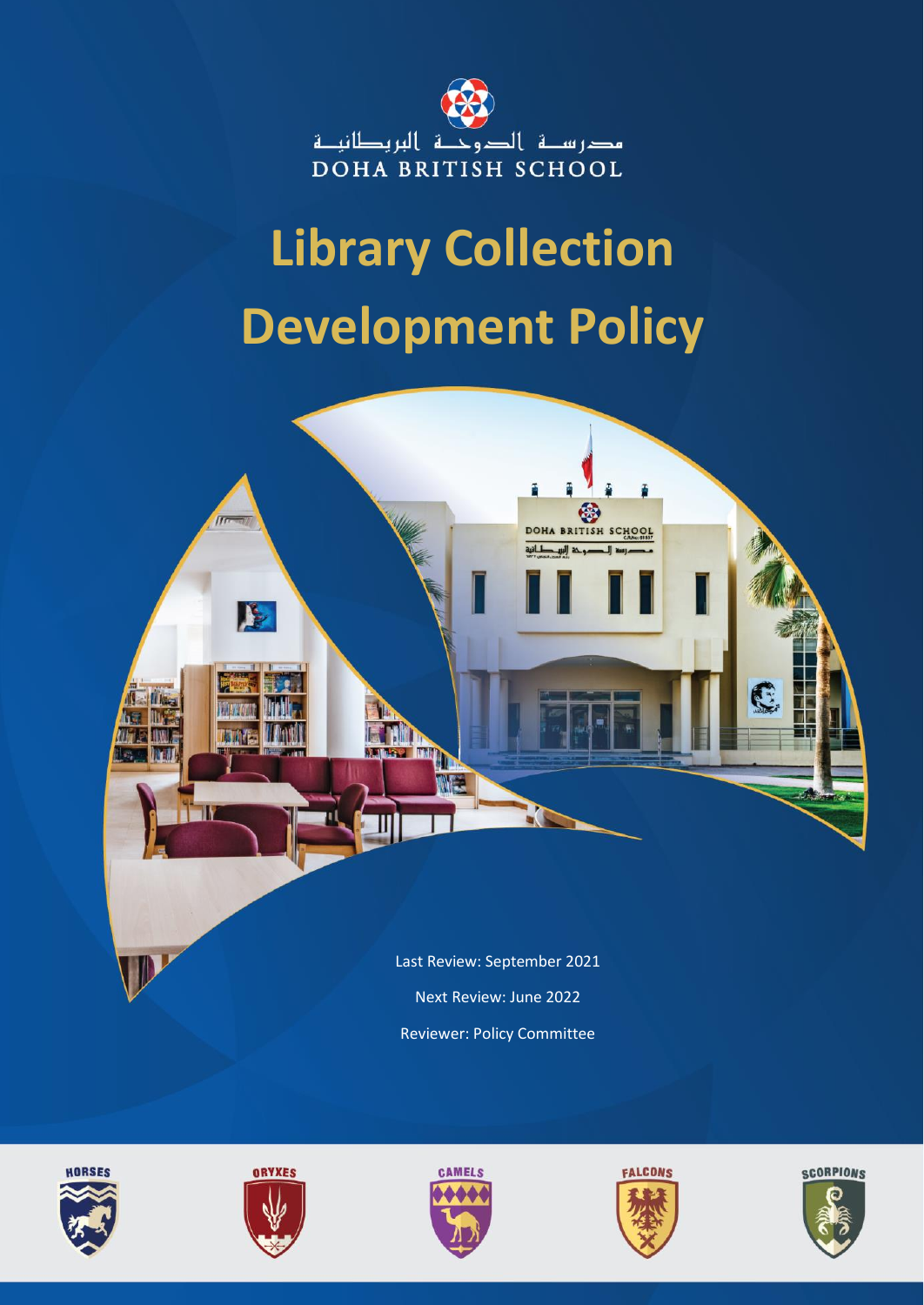مدرسة الدوحة البريطانية

DOHA BRITISH SCHOOL

# Library Collection Development Policy

Last Review: September 2021

Next Review: June 2022

Reviewer: Policy Committee

HORSES ORYXES CAMELS FALCONS SCORPIONS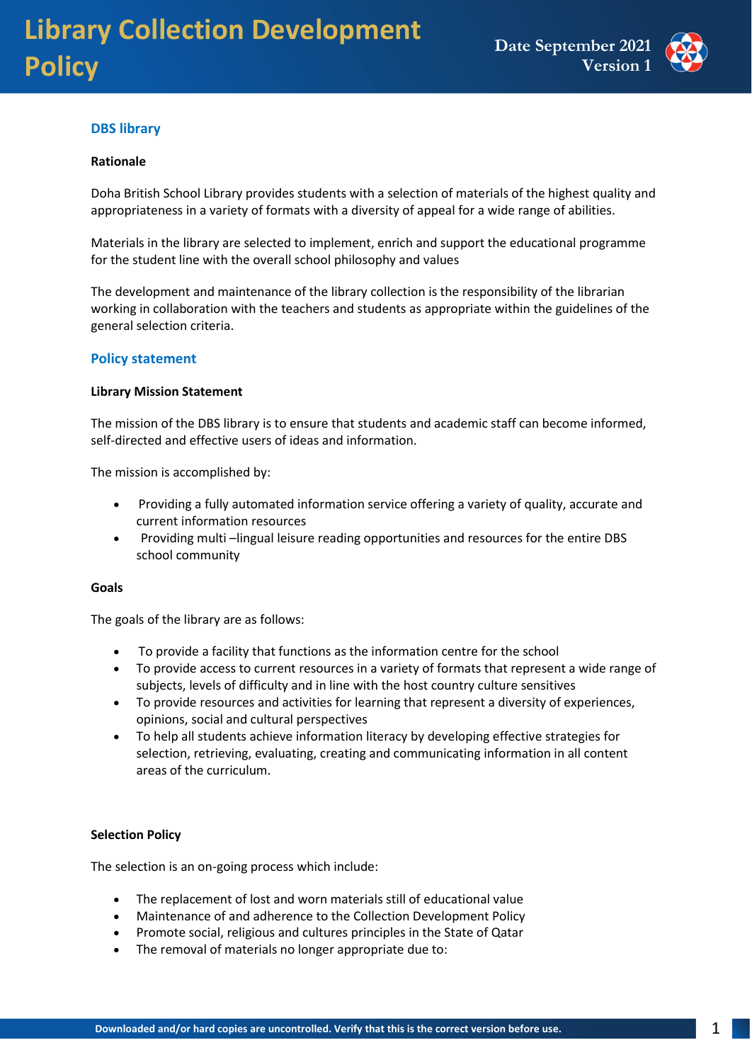# Library Collection Development Policy

Date September 2021
Version 1

## DBS library

**Rationale**

Doha British School Library provides students with a selection of materials of the highest quality and appropriateness in a variety of formats with a diversity of appeal for a wide range of abilities.

Materials in the library are selected to implement, enrich and support the educational programme for the student line with the overall school philosophy and values

The development and maintenance of the library collection is the responsibility of the librarian working in collaboration with the teachers and students as appropriate within the guidelines of the general selection criteria.

## Policy statement

**Library Mission Statement**

The mission of the DBS library is to ensure that students and academic staff can become informed, self-directed and effective users of ideas and information.

The mission is accomplished by:

- Providing a fully automated information service offering a variety of quality, accurate and current information resources
- Providing multi –lingual leisure reading opportunities and resources for the entire DBS school community

**Goals**

The goals of the library are as follows:

- To provide a facility that functions as the information centre for the school
- To provide access to current resources in a variety of formats that represent a wide range of subjects, levels of difficulty and in line with the host country culture sensitives
- To provide resources and activities for learning that represent a diversity of experiences, opinions, social and cultural perspectives
- To help all students achieve information literacy by developing effective strategies for selection, retrieving, evaluating, creating and communicating information in all content areas of the curriculum.

**Selection Policy**

The selection is an on-going process which include:

- The replacement of lost and worn materials still of educational value
- Maintenance of and adherence to the Collection Development Policy
- Promote social, religious and cultures principles in the State of Qatar
- The removal of materials no longer appropriate due to: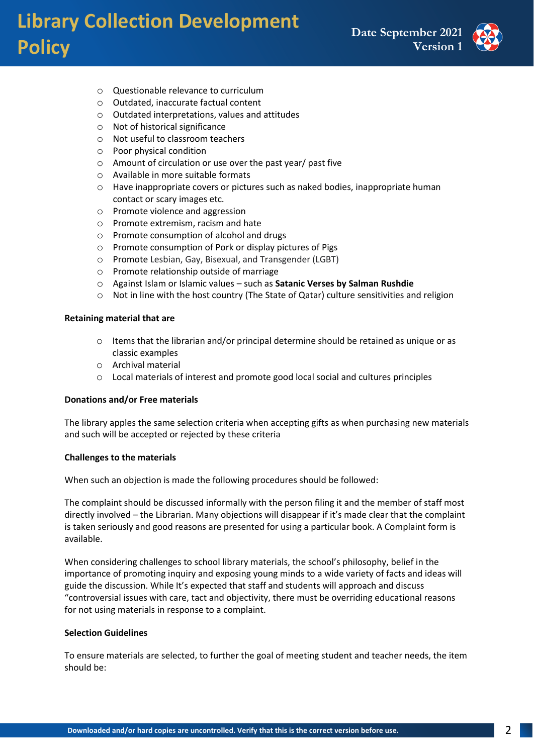- Questionable relevance to curriculum
- Outdated, inaccurate factual content
- Outdated interpretations, values and attitudes
- Not of historical significance
- Not useful to classroom teachers
- Poor physical condition
- Amount of circulation or use over the past year/ past five
- Available in more suitable formats
- Have inappropriate covers or pictures such as naked bodies, inappropriate human contact or scary images etc.
- Promote violence and aggression
- Promote extremism, racism and hate
- Promote consumption of alcohol and drugs
- Promote consumption of Pork or display pictures of Pigs
- Promote Lesbian, Gay, Bisexual, and Transgender (LGBT)
- Promote relationship outside of marriage
- Against Islam or Islamic values – such as **Satanic Verses by Salman Rushdie**
- Not in line with the host country (The State of Qatar) culture sensitivities and religion

**Retaining material that are**

- Items that the librarian and/or principal determine should be retained as unique or as classic examples
- Archival material
- Local materials of interest and promote good local social and cultures principles

**Donations and/or Free materials**

The library apples the same selection criteria when accepting gifts as when purchasing new materials and such will be accepted or rejected by these criteria

**Challenges to the materials**

When such an objection is made the following procedures should be followed:

The complaint should be discussed informally with the person filing it and the member of staff most directly involved – the Librarian. Many objections will disappear if it's made clear that the complaint is taken seriously and good reasons are presented for using a particular book. A Complaint form is available.

When considering challenges to school library materials, the school's philosophy, belief in the importance of promoting inquiry and exposing young minds to a wide variety of facts and ideas will guide the discussion. While It's expected that staff and students will approach and discuss "controversial issues with care, tact and objectivity, there must be overriding educational reasons for not using materials in response to a complaint.

**Selection Guidelines**

To ensure materials are selected, to further the goal of meeting student and teacher needs, the item should be: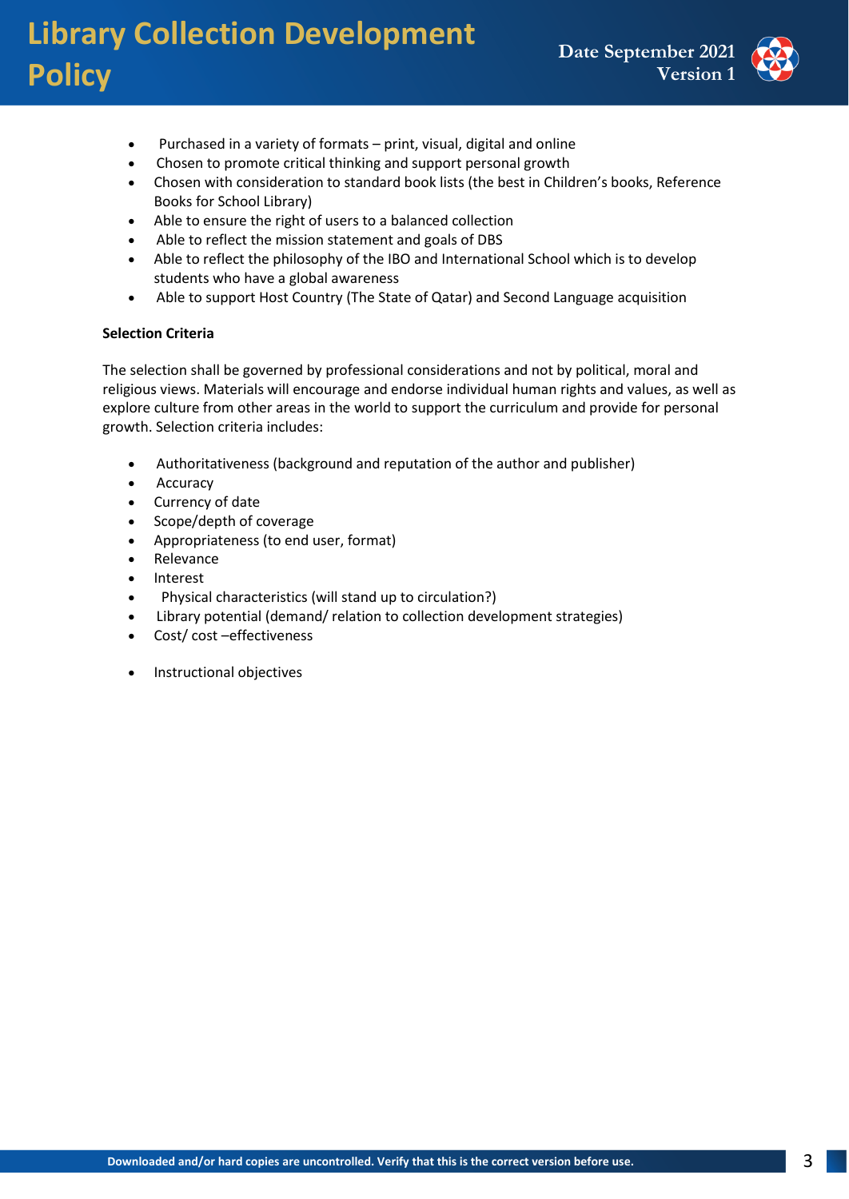- Purchased in a variety of formats – print, visual, digital and online
- Chosen to promote critical thinking and support personal growth
- Chosen with consideration to standard book lists (the best in Children's books, Reference Books for School Library)
- Able to ensure the right of users to a balanced collection
- Able to reflect the mission statement and goals of DBS
- Able to reflect the philosophy of the IBO and International School which is to develop students who have a global awareness
- Able to support Host Country (The State of Qatar) and Second Language acquisition

**Selection Criteria**

The selection shall be governed by professional considerations and not by political, moral and religious views. Materials will encourage and endorse individual human rights and values, as well as explore culture from other areas in the world to support the curriculum and provide for personal growth. Selection criteria includes:

- Authoritativeness (background and reputation of the author and publisher)
- Accuracy
- Currency of date
- Scope/depth of coverage
- Appropriateness (to end user, format)
- Relevance
- Interest
- Physical characteristics (will stand up to circulation?)
- Library potential (demand/ relation to collection development strategies)
- Cost/ cost –effectiveness
- Instructional objectives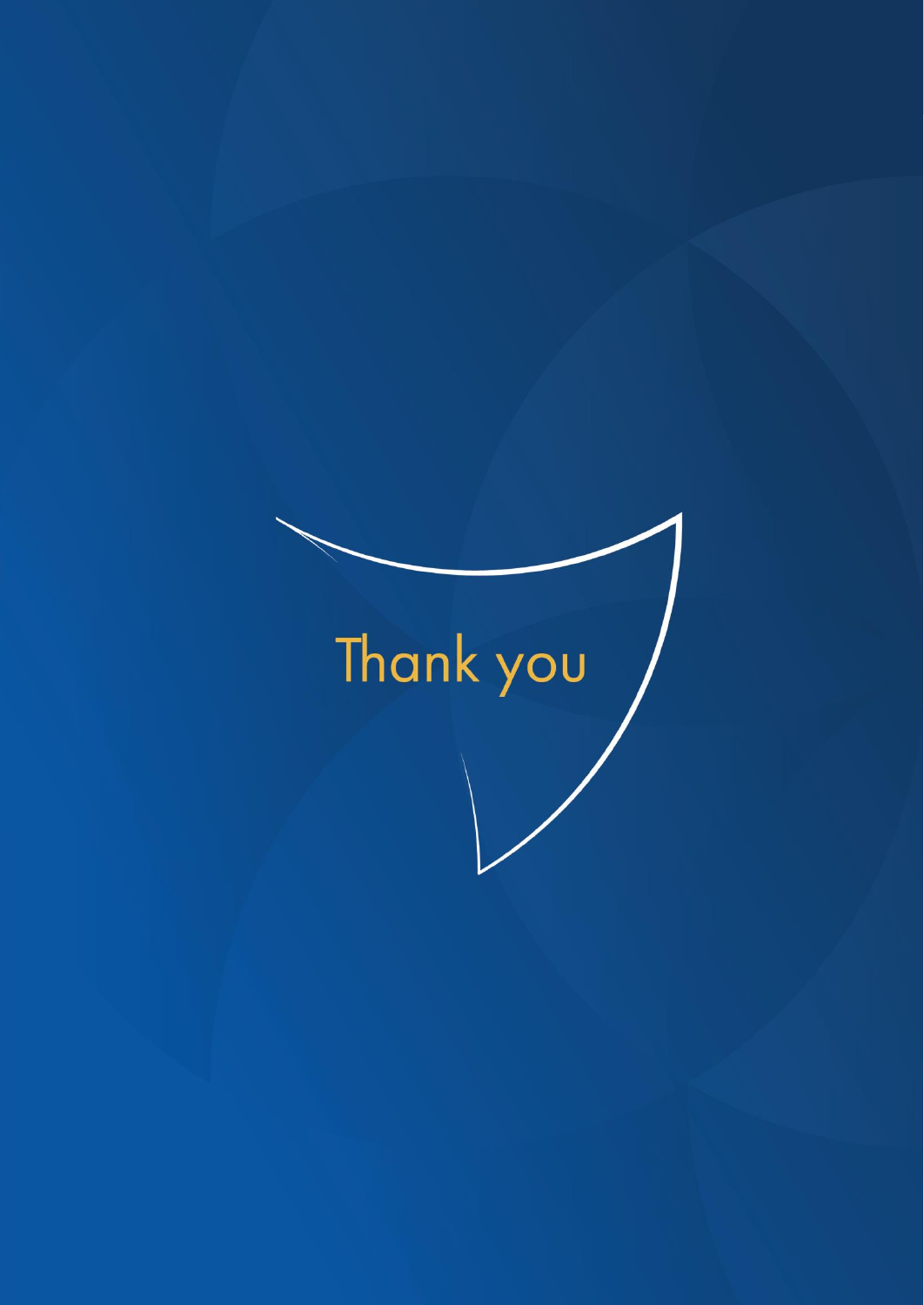Thank you